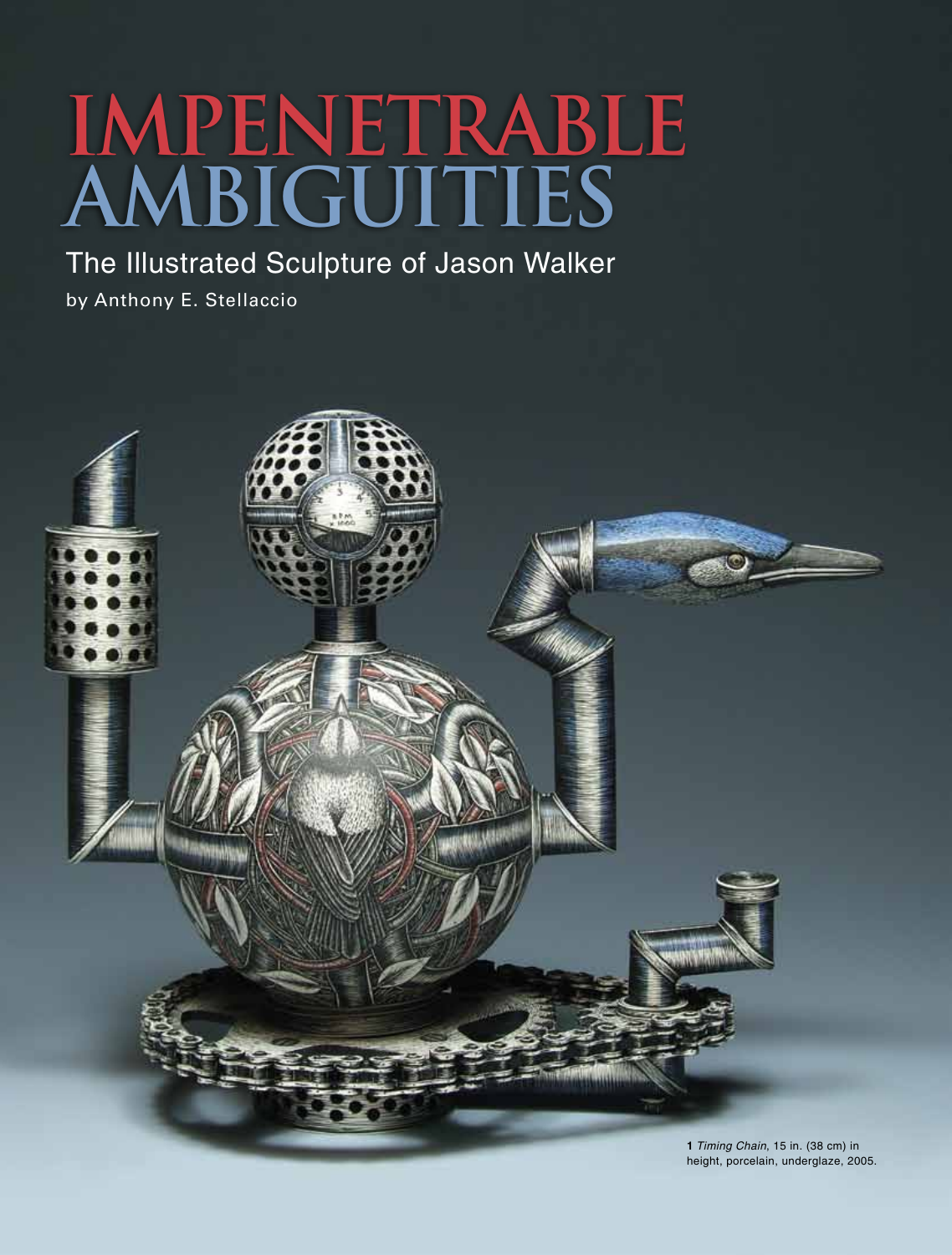# IMPENETRABLE AMBIGUITIES

## The Illustrated Sculpture of Jason Walker

by Anthony E. Stellaccio

**1** *Timing Chain*, 15 in. (38 cm) in height, porcelain, underglaze, 2005.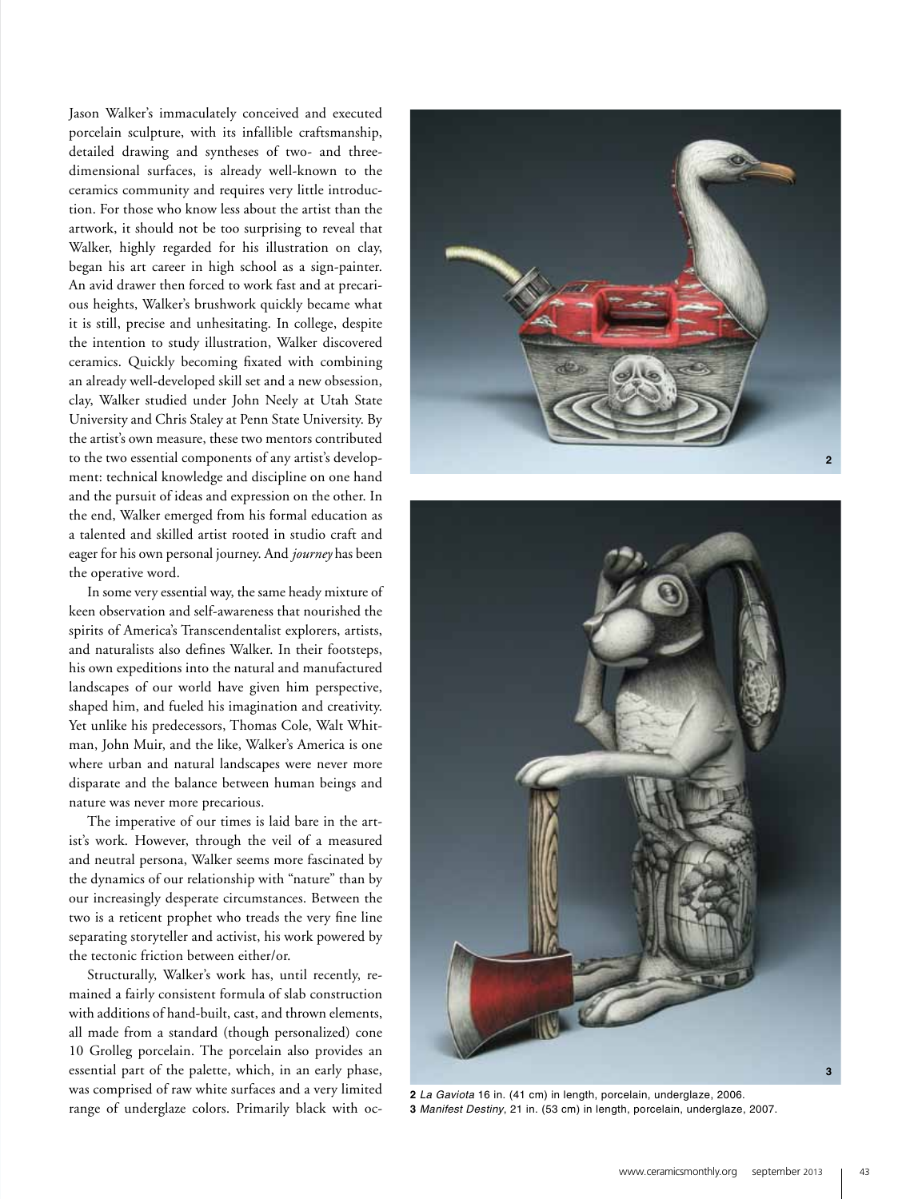Jason Walker's immaculately conceived and executed porcelain sculpture, with its infallible craftsmanship, detailed drawing and syntheses of two- and three-dimensional surfaces, is already well-known to the ceramics community and requires very little introduction. For those who know less about the artist than the artwork, it should not be too surprising to reveal that Walker, highly regarded for his illustration on clay, began his art career in high school as a sign-painter. An avid drawer then forced to work fast and at precarious heights, Walker's brushwork quickly became what it is still, precise and unhesitating. In college, despite the intention to study illustration, Walker discovered ceramics. Quickly becoming fixated with combining an already well-developed skill set and a new obsession, clay, Walker studied under John Neely at Utah State University and Chris Staley at Penn State University. By the artist's own measure, these two mentors contributed to the two essential components of any artist's development: technical knowledge and discipline on one hand and the pursuit of ideas and expression on the other. In the end, Walker emerged from his formal education as a talented and skilled artist rooted in studio craft and eager for his own personal journey. And *journey* has been the operative word.

In some very essential way, the same heady mixture of keen observation and self-awareness that nourished the spirits of America's Transcendentalist explorers, artists, and naturalists also defines Walker. In their footsteps, his own expeditions into the natural and manufactured landscapes of our world have given him perspective, shaped him, and fueled his imagination and creativity. Yet unlike his predecessors, Thomas Cole, Walt Whitman, John Muir, and the like, Walker's America is one where urban and natural landscapes were never more disparate and the balance between human beings and nature was never more precarious.

The imperative of our times is laid bare in the artist's work. However, through the veil of a measured and neutral persona, Walker seems more fascinated by the dynamics of our relationship with "nature" than by our increasingly desperate circumstances. Between the two is a reticent prophet who treads the very fine line separating storyteller and activist, his work powered by the tectonic friction between either/or.

Structurally, Walker's work has, until recently, remained a fairly consistent formula of slab construction with additions of hand-built, cast, and thrown elements, all made from a standard (though personalized) cone 10 Grolleg porcelain. The porcelain also provides an essential part of the palette, which, in an early phase, was comprised of raw white surfaces and a very limited range of underglaze colors. Primarily black with oc-

**2** *La Gaviota* 16 in. (41 cm) in length, porcelain, underglaze, 2006.
**3** *Manifest Destiny*, 21 in. (53 cm) in length, porcelain, underglaze, 2007.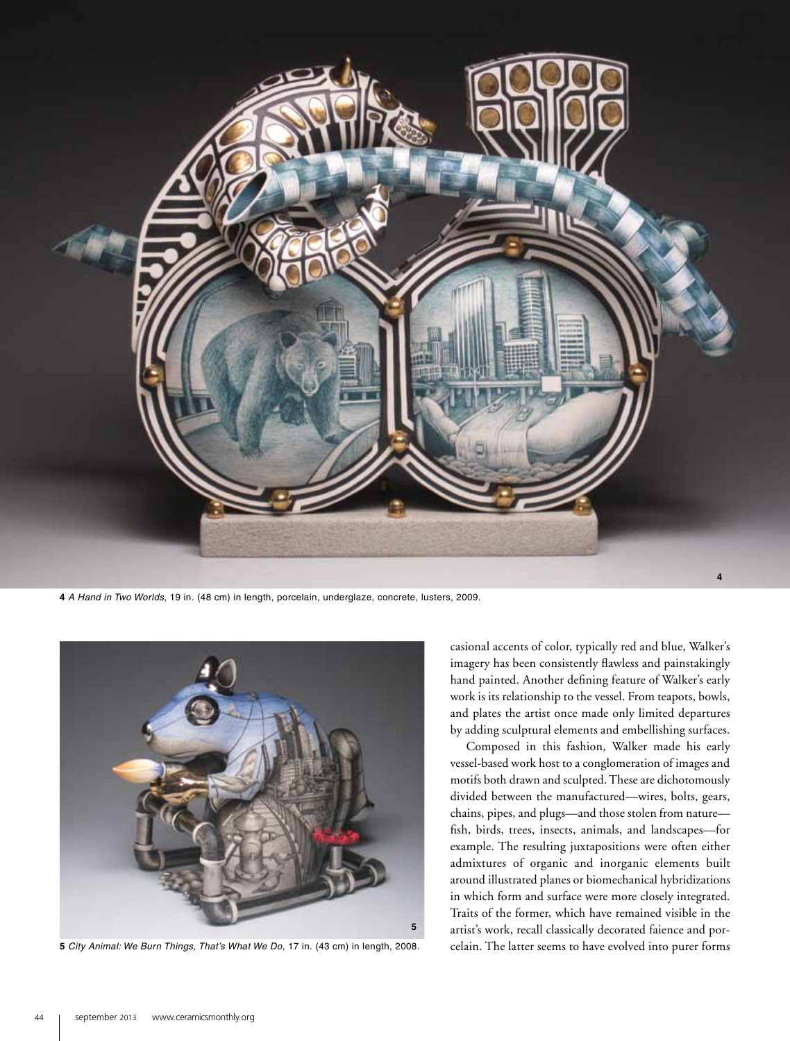**4** *A Hand in Two Worlds*, 19 in. (48 cm) in length, porcelain, underglaze, concrete, lusters, 2009.

**5** *City Animal: We Burn Things, That's What We Do*, 17 in. (43 cm) in length, 2008.

casional accents of color, typically red and blue, Walker's imagery has been consistently flawless and painstakingly hand painted. Another defining feature of Walker's early work is its relationship to the vessel. From teapots, bowls, and plates the artist once made only limited departures by adding sculptural elements and embellishing surfaces.

Composed in this fashion, Walker made his early vessel-based work host to a conglomeration of images and motifs both drawn and sculpted. These are dichotomously divided between the manufactured—wires, bolts, gears, chains, pipes, and plugs—and those stolen from nature—fish, birds, trees, insects, animals, and landscapes—for example. The resulting juxtapositions were often either admixtures of organic and inorganic elements built around illustrated planes or biomechanical hybridizations in which form and surface were more closely integrated. Traits of the former, which have remained visible in the artist's work, recall classically decorated faience and porcelain. The latter seems to have evolved into purer forms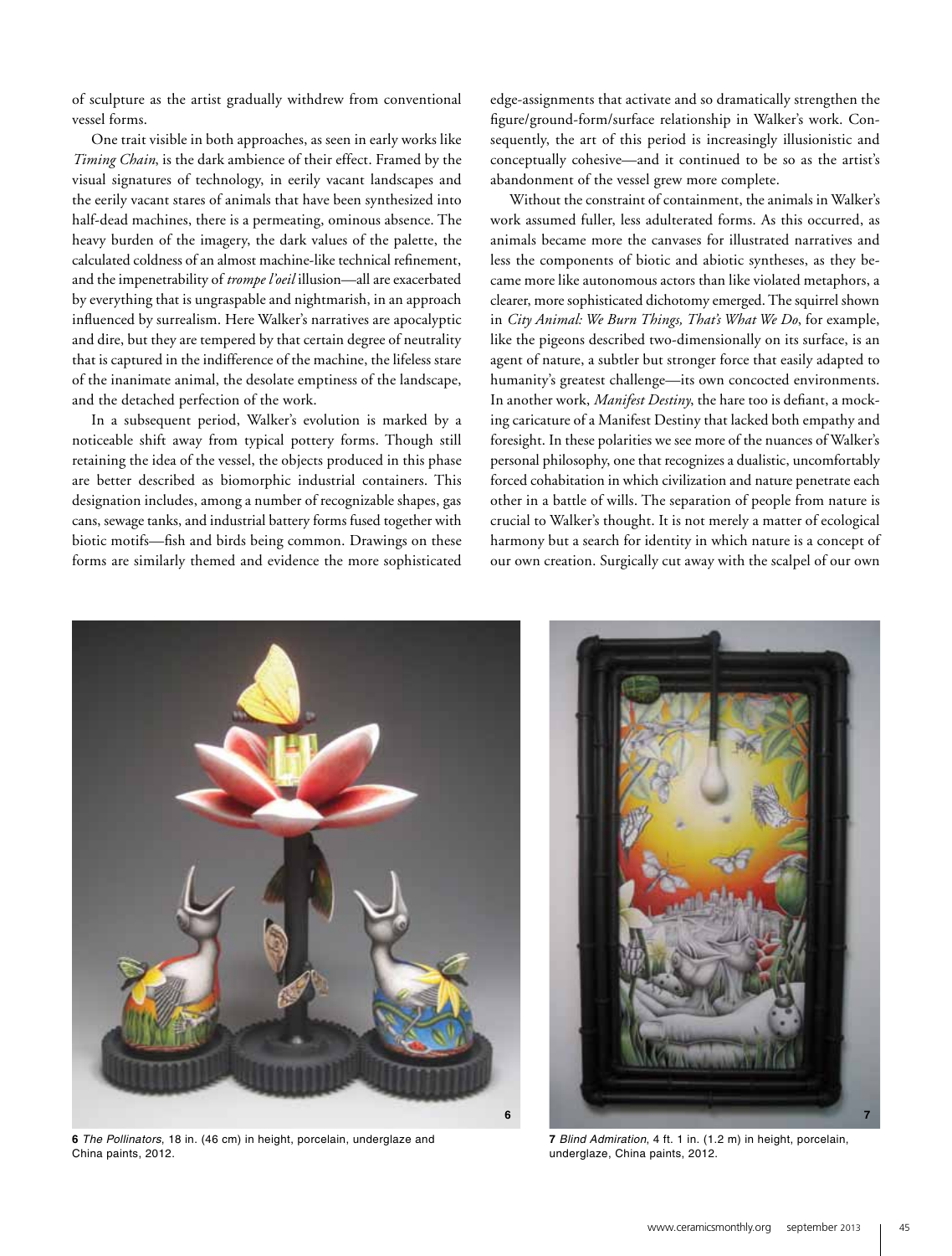of sculpture as the artist gradually withdrew from conventional vessel forms.

One trait visible in both approaches, as seen in early works like *Timing Chain*, is the dark ambience of their effect. Framed by the visual signatures of technology, in eerily vacant landscapes and the eerily vacant stares of animals that have been synthesized into half-dead machines, there is a permeating, ominous absence. The heavy burden of the imagery, the dark values of the palette, the calculated coldness of an almost machine-like technical refinement, and the impenetrability of *trompe l'oeil* illusion—all are exacerbated by everything that is ungraspable and nightmarish, in an approach influenced by surrealism. Here Walker's narratives are apocalyptic and dire, but they are tempered by that certain degree of neutrality that is captured in the indifference of the machine, the lifeless stare of the inanimate animal, the desolate emptiness of the landscape, and the detached perfection of the work.

In a subsequent period, Walker's evolution is marked by a noticeable shift away from typical pottery forms. Though still retaining the idea of the vessel, the objects produced in this phase are better described as biomorphic industrial containers. This designation includes, among a number of recognizable shapes, gas cans, sewage tanks, and industrial battery forms fused together with biotic motifs—fish and birds being common. Drawings on these forms are similarly themed and evidence the more sophisticated edge-assignments that activate and so dramatically strengthen the figure/ground-form/surface relationship in Walker's work. Consequently, the art of this period is increasingly illusionistic and conceptually cohesive—and it continued to be so as the artist's abandonment of the vessel grew more complete.

Without the constraint of containment, the animals in Walker's work assumed fuller, less adulterated forms. As this occurred, as animals became more the canvases for illustrated narratives and less the components of biotic and abiotic syntheses, as they became more like autonomous actors than like violated metaphors, a clearer, more sophisticated dichotomy emerged. The squirrel shown in *City Animal: We Burn Things, That's What We Do*, for example, like the pigeons described two-dimensionally on its surface, is an agent of nature, a subtler but stronger force that easily adapted to humanity's greatest challenge—its own concocted environments. In another work, *Manifest Destiny*, the hare too is defiant, a mocking caricature of a Manifest Destiny that lacked both empathy and foresight. In these polarities we see more of the nuances of Walker's personal philosophy, one that recognizes a dualistic, uncomfortably forced cohabitation in which civilization and nature penetrate each other in a battle of wills. The separation of people from nature is crucial to Walker's thought. It is not merely a matter of ecological harmony but a search for identity in which nature is a concept of our own creation. Surgically cut away with the scalpel of our own

**6** *The Pollinators*, 18 in. (46 cm) in height, porcelain, underglaze and China paints, 2012.

**7** *Blind Admiration*, 4 ft. 1 in. (1.2 m) in height, porcelain, underglaze, China paints, 2012.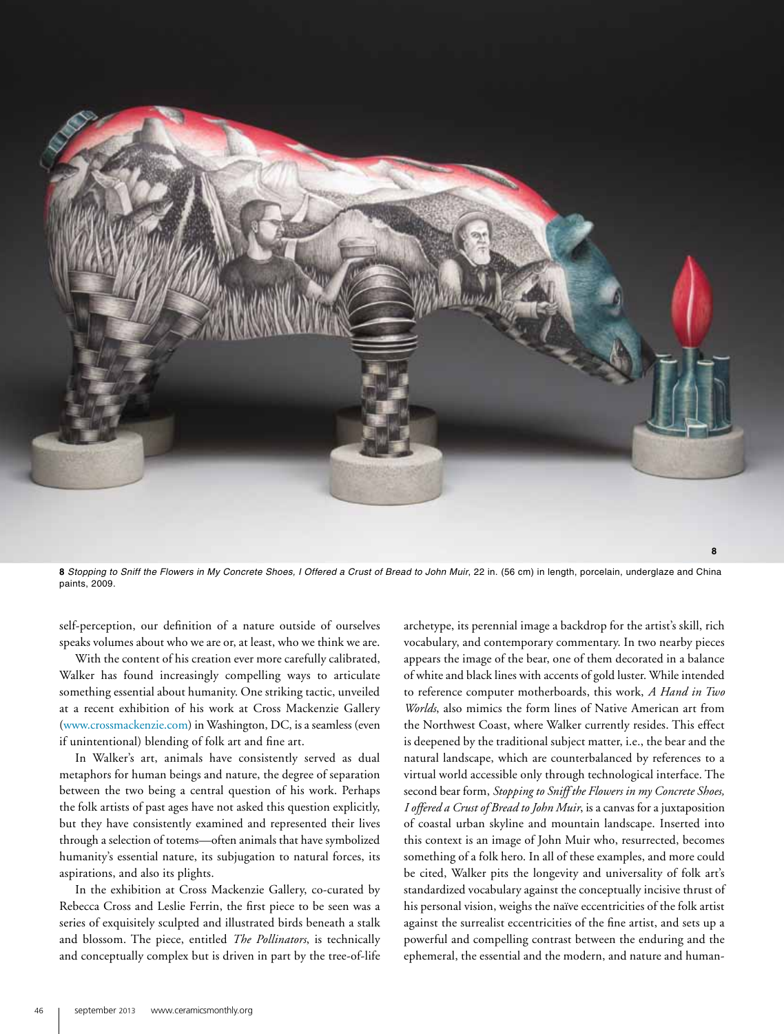**8** *Stopping to Sniff the Flowers in My Concrete Shoes, I Offered a Crust of Bread to John Muir*, 22 in. (56 cm) in length, porcelain, underglaze and China paints, 2009.

self-perception, our definition of a nature outside of ourselves speaks volumes about who we are or, at least, who we think we are.

With the content of his creation ever more carefully calibrated, Walker has found increasingly compelling ways to articulate something essential about humanity. One striking tactic, unveiled at a recent exhibition of his work at Cross Mackenzie Gallery (www.crossmackenzie.com) in Washington, DC, is a seamless (even if unintentional) blending of folk art and fine art.

In Walker's art, animals have consistently served as dual metaphors for human beings and nature, the degree of separation between the two being a central question of his work. Perhaps the folk artists of past ages have not asked this question explicitly, but they have consistently examined and represented their lives through a selection of totems—often animals that have symbolized humanity's essential nature, its subjugation to natural forces, its aspirations, and also its plights.

In the exhibition at Cross Mackenzie Gallery, co-curated by Rebecca Cross and Leslie Ferrin, the first piece to be seen was a series of exquisitely sculpted and illustrated birds beneath a stalk and blossom. The piece, entitled *The Pollinators*, is technically and conceptually complex but is driven in part by the tree-of-life archetype, its perennial image a backdrop for the artist's skill, rich vocabulary, and contemporary commentary. In two nearby pieces appears the image of the bear, one of them decorated in a balance of white and black lines with accents of gold luster. While intended to reference computer motherboards, this work, *A Hand in Two Worlds*, also mimics the form lines of Native American art from the Northwest Coast, where Walker currently resides. This effect is deepened by the traditional subject matter, i.e., the bear and the natural landscape, which are counterbalanced by references to a virtual world accessible only through technological interface. The second bear form, *Stopping to Sniff the Flowers in my Concrete Shoes, I offered a Crust of Bread to John Muir*, is a canvas for a juxtaposition of coastal urban skyline and mountain landscape. Inserted into this context is an image of John Muir who, resurrected, becomes something of a folk hero. In all of these examples, and more could be cited, Walker pits the longevity and universality of folk art's standardized vocabulary against the conceptually incisive thrust of his personal vision, weighs the naïve eccentricities of the folk artist against the surrealist eccentricities of the fine artist, and sets up a powerful and compelling contrast between the enduring and the ephemeral, the essential and the modern, and nature and human-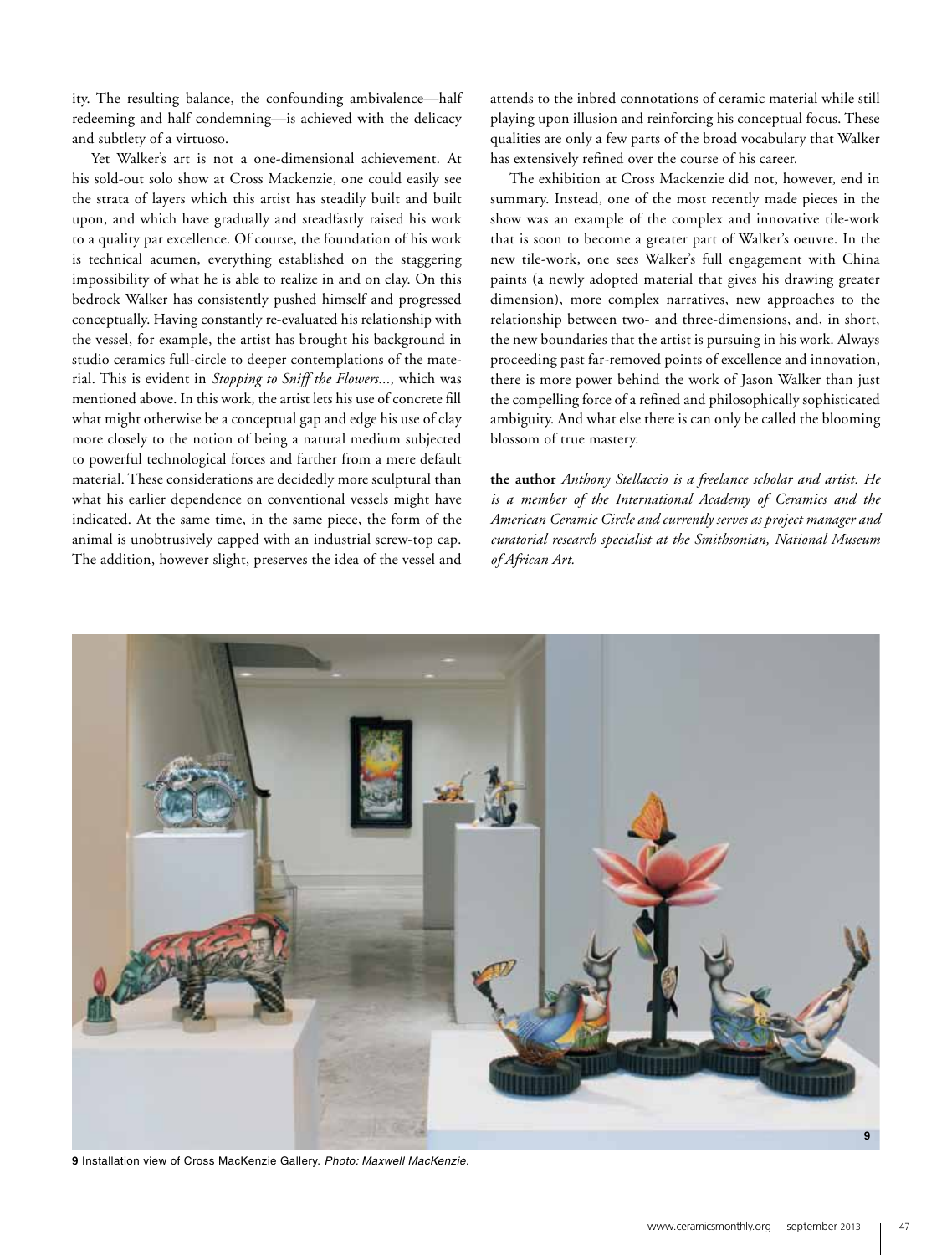ity. The resulting balance, the confounding ambivalence—half redeeming and half condemning—is achieved with the delicacy and subtlety of a virtuoso.

Yet Walker's art is not a one-dimensional achievement. At his sold-out solo show at Cross Mackenzie, one could easily see the strata of layers which this artist has steadily built and built upon, and which have gradually and steadfastly raised his work to a quality par excellence. Of course, the foundation of his work is technical acumen, everything established on the staggering impossibility of what he is able to realize in and on clay. On this bedrock Walker has consistently pushed himself and progressed conceptually. Having constantly re-evaluated his relationship with the vessel, for example, the artist has brought his background in studio ceramics full-circle to deeper contemplations of the material. This is evident in *Stopping to Sniff the Flowers...*, which was mentioned above. In this work, the artist lets his use of concrete fill what might otherwise be a conceptual gap and edge his use of clay more closely to the notion of being a natural medium subjected to powerful technological forces and farther from a mere default material. These considerations are decidedly more sculptural than what his earlier dependence on conventional vessels might have indicated. At the same time, in the same piece, the form of the animal is unobtrusively capped with an industrial screw-top cap. The addition, however slight, preserves the idea of the vessel and attends to the inbred connotations of ceramic material while still playing upon illusion and reinforcing his conceptual focus. These qualities are only a few parts of the broad vocabulary that Walker has extensively refined over the course of his career.

The exhibition at Cross Mackenzie did not, however, end in summary. Instead, one of the most recently made pieces in the show was an example of the complex and innovative tile-work that is soon to become a greater part of Walker's oeuvre. In the new tile-work, one sees Walker's full engagement with China paints (a newly adopted material that gives his drawing greater dimension), more complex narratives, new approaches to the relationship between two- and three-dimensions, and, in short, the new boundaries that the artist is pursuing in his work. Always proceeding past far-removed points of excellence and innovation, there is more power behind the work of Jason Walker than just the compelling force of a refined and philosophically sophisticated ambiguity. And what else there is can only be called the blooming blossom of true mastery.

**the author** *Anthony Stellaccio is a freelance scholar and artist. He is a member of the International Academy of Ceramics and the American Ceramic Circle and currently serves as project manager and curatorial research specialist at the Smithsonian, National Museum of African Art.*

**9** Installation view of Cross MacKenzie Gallery. *Photo: Maxwell MacKenzie.*